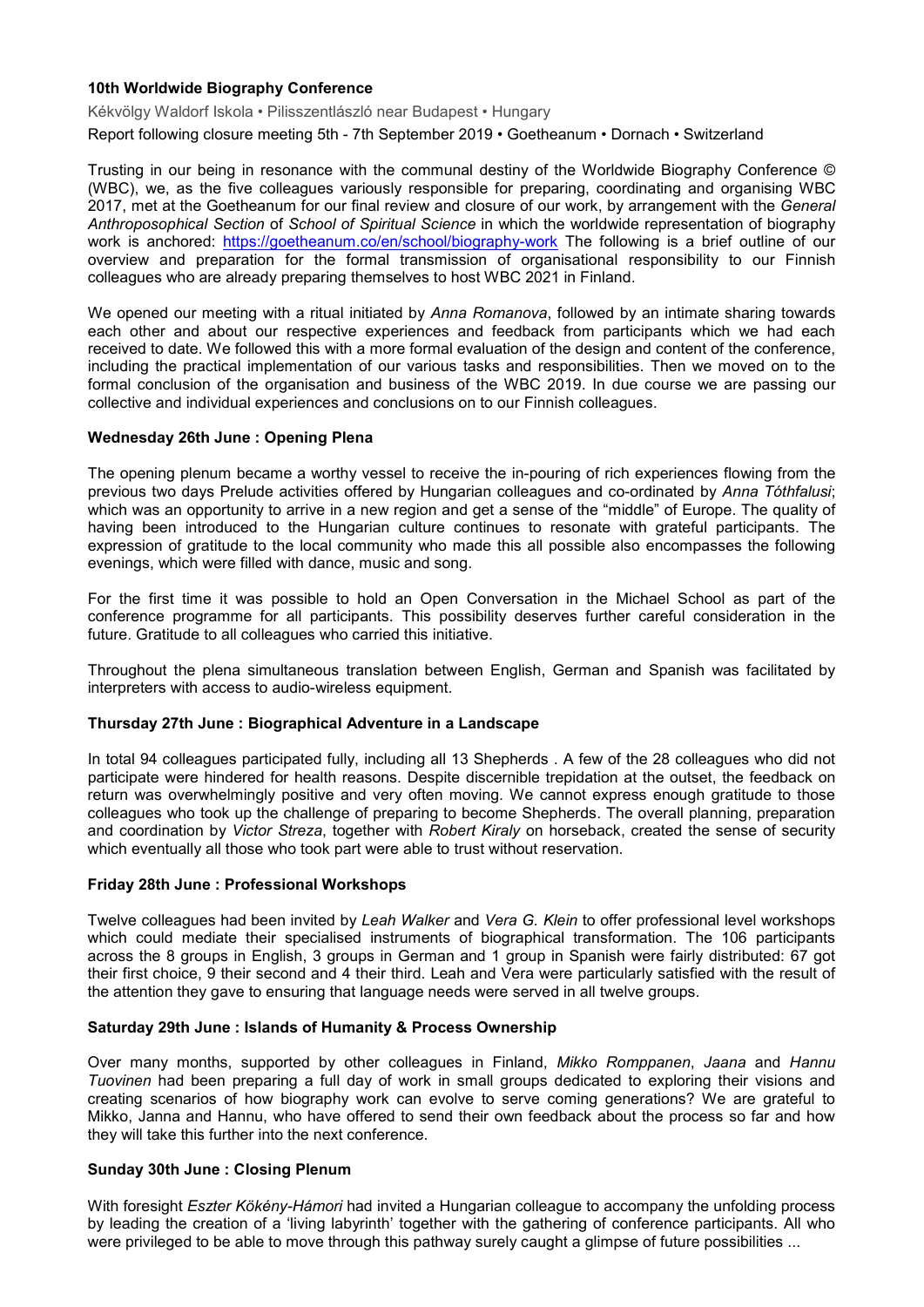**10th Worldwide Biography Conference**

Kékvölgy Waldorf Iskola • Pilisszentlászló near Budapest • Hungary

Report following closure meeting 5th - 7th September 2019 • Goetheanum • Dornach • Switzerland

Trusting in our being in resonance with the communal destiny of the Worldwide Biography Conference © (WBC), we, as the five colleagues variously responsible for preparing, coordinating and organising WBC 2017, met at the Goetheanum for our final review and closure of our work, by arrangement with the *General Anthroposophical Section* of *School of Spiritual Science* in which the worldwide representation of biography work is anchored: https://goetheanum.co/en/school/biography-work The following is a brief outline of our overview and preparation for the formal transmission of organisational responsibility to our Finnish colleagues who are already preparing themselves to host WBC 2021 in Finland.

We opened our meeting with a ritual initiated by *Anna Romanova*, followed by an intimate sharing towards each other and about our respective experiences and feedback from participants which we had each received to date. We followed this with a more formal evaluation of the design and content of the conference, including the practical implementation of our various tasks and responsibilities. Then we moved on to the formal conclusion of the organisation and business of the WBC 2019. In due course we are passing our collective and individual experiences and conclusions on to our Finnish colleagues.

**Wednesday 26th June : Opening Plena**

The opening plenum became a worthy vessel to receive the in-pouring of rich experiences flowing from the previous two days Prelude activities offered by Hungarian colleagues and co-ordinated by *Anna Tóthfalusi*; which was an opportunity to arrive in a new region and get a sense of the "middle" of Europe. The quality of having been introduced to the Hungarian culture continues to resonate with grateful participants. The expression of gratitude to the local community who made this all possible also encompasses the following evenings, which were filled with dance, music and song.

For the first time it was possible to hold an Open Conversation in the Michael School as part of the conference programme for all participants. This possibility deserves further careful consideration in the future. Gratitude to all colleagues who carried this initiative.

Throughout the plena simultaneous translation between English, German and Spanish was facilitated by interpreters with access to audio-wireless equipment.

**Thursday 27th June : Biographical Adventure in a Landscape**

In total 94 colleagues participated fully, including all 13 Shepherds . A few of the 28 colleagues who did not participate were hindered for health reasons. Despite discernible trepidation at the outset, the feedback on return was overwhelmingly positive and very often moving. We cannot express enough gratitude to those colleagues who took up the challenge of preparing to become Shepherds. The overall planning, preparation and coordination by *Victor Streza*, together with *Robert Kiraly* on horseback, created the sense of security which eventually all those who took part were able to trust without reservation.

**Friday 28th June : Professional Workshops**

Twelve colleagues had been invited by *Leah Walker* and *Vera G. Klein* to offer professional level workshops which could mediate their specialised instruments of biographical transformation. The 106 participants across the 8 groups in English, 3 groups in German and 1 group in Spanish were fairly distributed: 67 got their first choice, 9 their second and 4 their third. Leah and Vera were particularly satisfied with the result of the attention they gave to ensuring that language needs were served in all twelve groups.

**Saturday 29th June : Islands of Humanity & Process Ownership**

Over many months, supported by other colleagues in Finland, *Mikko Romppanen*, *Jaana* and *Hannu Tuovinen* had been preparing a full day of work in small groups dedicated to exploring their visions and creating scenarios of how biography work can evolve to serve coming generations? We are grateful to Mikko, Janna and Hannu, who have offered to send their own feedback about the process so far and how they will take this further into the next conference.

**Sunday 30th June : Closing Plenum**

With foresight *Eszter Kökény-Hámori* had invited a Hungarian colleague to accompany the unfolding process by leading the creation of a 'living labyrinth' together with the gathering of conference participants. All who were privileged to be able to move through this pathway surely caught a glimpse of future possibilities ...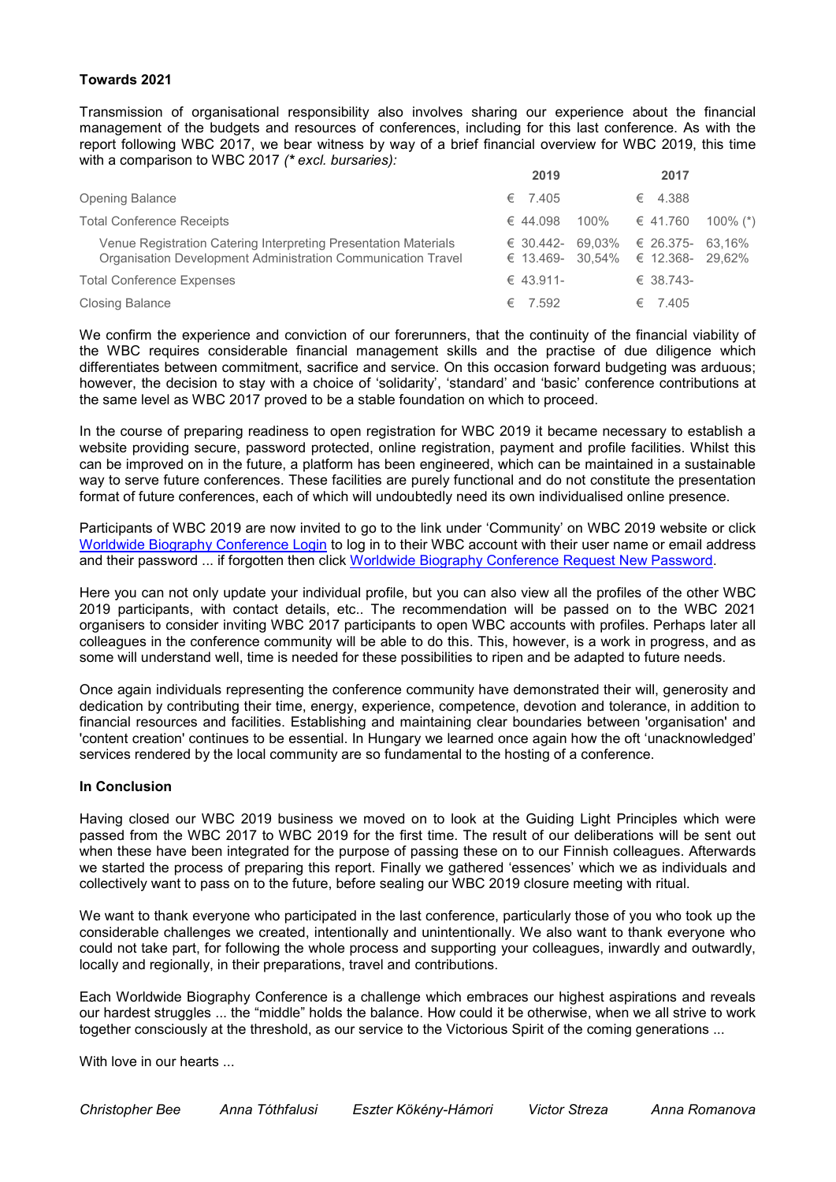**Towards 2021**

Transmission of organisational responsibility also involves sharing our experience about the financial management of the budgets and resources of conferences, including for this last conference. As with the report following WBC 2017, we bear witness by way of a brief financial overview for WBC 2019, this time with a comparison to WBC 2017 *(\* excl. bursaries):*

| | 2019 | | 2017 | |
|---|---|---|---|---|
| Opening Balance | € 7.405 | | € 4.388 | |
| Total Conference Receipts | € 44.098 | 100% | € 41.760 | 100% (\*) |
| Venue Registration Catering Interpreting Presentation Materials | € 30.442- | 69,03% | € 26.375- | 63,16% |
| Organisation Development Administration Communication Travel | € 13.469- | 30,54% | € 12.368- | 29,62% |
| Total Conference Expenses | € 43.911- | | € 38.743- | |
| Closing Balance | € 7.592 | | € 7.405 | |

We confirm the experience and conviction of our forerunners, that the continuity of the financial viability of the WBC requires considerable financial management skills and the practise of due diligence which differentiates between commitment, sacrifice and service. On this occasion forward budgeting was arduous; however, the decision to stay with a choice of 'solidarity', 'standard' and 'basic' conference contributions at the same level as WBC 2017 proved to be a stable foundation on which to proceed.

In the course of preparing readiness to open registration for WBC 2019 it became necessary to establish a website providing secure, password protected, online registration, payment and profile facilities. Whilst this can be improved on in the future, a platform has been engineered, which can be maintained in a sustainable way to serve future conferences. These facilities are purely functional and do not constitute the presentation format of future conferences, each of which will undoubtedly need its own individualised online presence.

Participants of WBC 2019 are now invited to go to the link under 'Community' on WBC 2019 website or click Worldwide Biography Conference Login to log in to their WBC account with their user name or email address and their password ... if forgotten then click Worldwide Biography Conference Request New Password.

Here you can not only update your individual profile, but you can also view all the profiles of the other WBC 2019 participants, with contact details, etc.. The recommendation will be passed on to the WBC 2021 organisers to consider inviting WBC 2017 participants to open WBC accounts with profiles. Perhaps later all colleagues in the conference community will be able to do this. This, however, is a work in progress, and as some will understand well, time is needed for these possibilities to ripen and be adapted to future needs.

Once again individuals representing the conference community have demonstrated their will, generosity and dedication by contributing their time, energy, experience, competence, devotion and tolerance, in addition to financial resources and facilities. Establishing and maintaining clear boundaries between 'organisation' and 'content creation' continues to be essential. In Hungary we learned once again how the oft 'unacknowledged' services rendered by the local community are so fundamental to the hosting of a conference.

**In Conclusion**

Having closed our WBC 2019 business we moved on to look at the Guiding Light Principles which were passed from the WBC 2017 to WBC 2019 for the first time. The result of our deliberations will be sent out when these have been integrated for the purpose of passing these on to our Finnish colleagues. Afterwards we started the process of preparing this report. Finally we gathered 'essences' which we as individuals and collectively want to pass on to the future, before sealing our WBC 2019 closure meeting with ritual.

We want to thank everyone who participated in the last conference, particularly those of you who took up the considerable challenges we created, intentionally and unintentionally. We also want to thank everyone who could not take part, for following the whole process and supporting your colleagues, inwardly and outwardly, locally and regionally, in their preparations, travel and contributions.

Each Worldwide Biography Conference is a challenge which embraces our highest aspirations and reveals our hardest struggles ... the "middle" holds the balance. How could it be otherwise, when we all strive to work together consciously at the threshold, as our service to the Victorious Spirit of the coming generations ...

With love in our hearts ...

*Christopher Bee* *Anna Tóthfalusi* *Eszter Kökény-Hámori* *Victor Streza* *Anna Romanova*